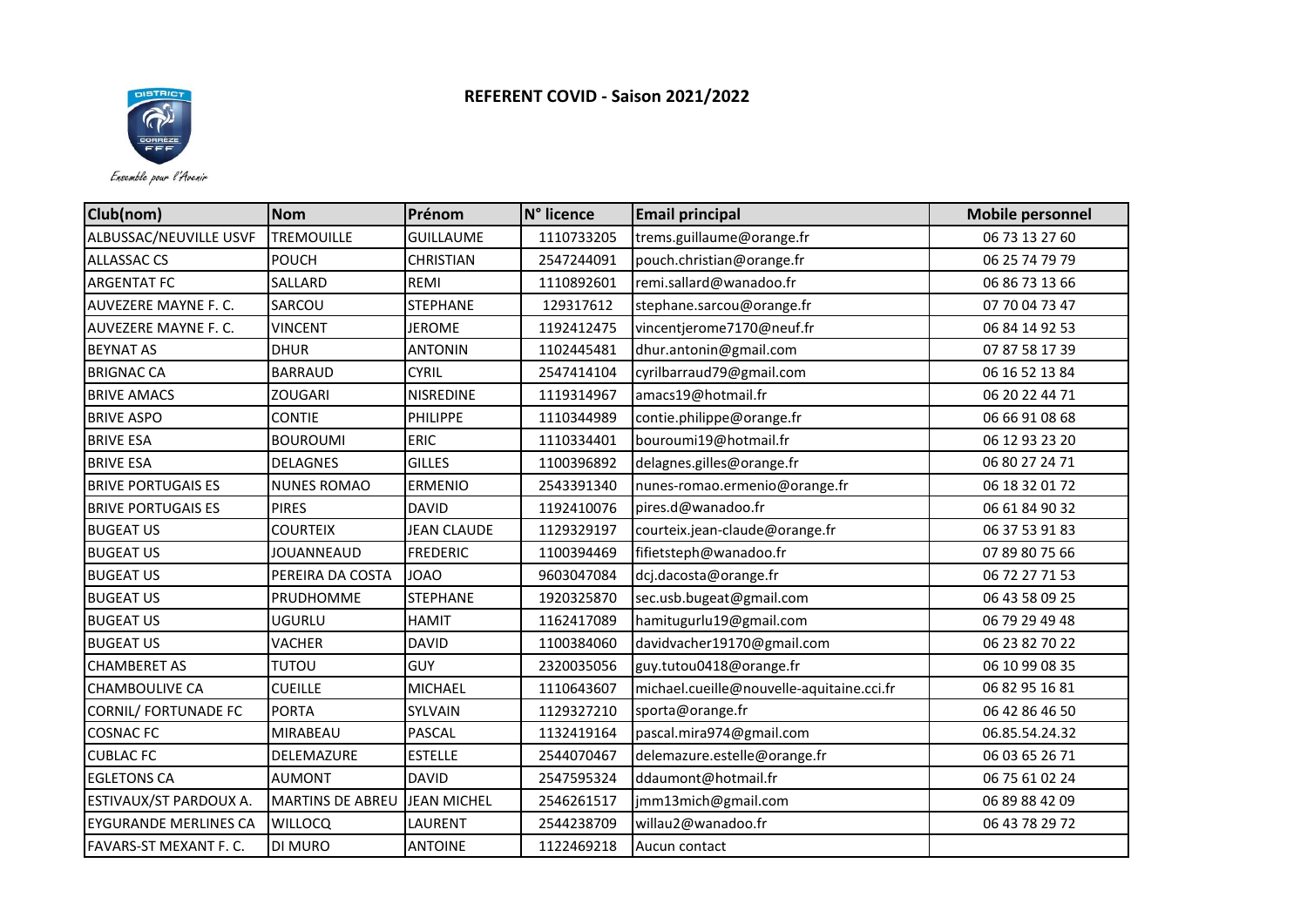# REFERENT COVID - Saison 2021/2022

| Club(nom) | Nom | Prénom | N° licence | Email principal | Mobile personnel |
|---|---|---|---|---|---|
| ALBUSSAC/NEUVILLE USVF | TREMOUILLE | GUILLAUME | 1110733205 | trems.guillaume@orange.fr | 06 73 13 27 60 |
| ALLASSAC CS | POUCH | CHRISTIAN | 2547244091 | pouch.christian@orange.fr | 06 25 74 79 79 |
| ARGENTAT FC | SALLARD | REMI | 1110892601 | remi.sallard@wanadoo.fr | 06 86 73 13 66 |
| AUVEZERE MAYNE F. C. | SARCOU | STEPHANE | 129317612 | stephane.sarcou@orange.fr | 07 70 04 73 47 |
| AUVEZERE MAYNE F. C. | VINCENT | JEROME | 1192412475 | vincentjerome7170@neuf.fr | 06 84 14 92 53 |
| BEYNAT AS | DHUR | ANTONIN | 1102445481 | dhur.antonin@gmail.com | 07 87 58 17 39 |
| BRIGNAC CA | BARRAUD | CYRIL | 2547414104 | cyrilbarraud79@gmail.com | 06 16 52 13 84 |
| BRIVE AMACS | ZOUGARI | NISREDINE | 1119314967 | amacs19@hotmail.fr | 06 20 22 44 71 |
| BRIVE ASPO | CONTIE | PHILIPPE | 1110344989 | contie.philippe@orange.fr | 06 66 91 08 68 |
| BRIVE ESA | BOUROUMI | ERIC | 1110334401 | bouroumi19@hotmail.fr | 06 12 93 23 20 |
| BRIVE ESA | DELAGNES | GILLES | 1100396892 | delagnes.gilles@orange.fr | 06 80 27 24 71 |
| BRIVE PORTUGAIS ES | NUNES ROMAO | ERMENIO | 2543391340 | nunes-romao.ermenio@orange.fr | 06 18 32 01 72 |
| BRIVE PORTUGAIS ES | PIRES | DAVID | 1192410076 | pires.d@wanadoo.fr | 06 61 84 90 32 |
| BUGEAT US | COURTEIX | JEAN CLAUDE | 1129329197 | courteix.jean-claude@orange.fr | 06 37 53 91 83 |
| BUGEAT US | JOUANNEAUD | FREDERIC | 1100394469 | fifietsteph@wanadoo.fr | 07 89 80 75 66 |
| BUGEAT US | PEREIRA DA COSTA | JOAO | 9603047084 | dcj.dacosta@orange.fr | 06 72 27 71 53 |
| BUGEAT US | PRUDHOMME | STEPHANE | 1920325870 | sec.usb.bugeat@gmail.com | 06 43 58 09 25 |
| BUGEAT US | UGURLU | HAMIT | 1162417089 | hamitugurlu19@gmail.com | 06 79 29 49 48 |
| BUGEAT US | VACHER | DAVID | 1100384060 | davidvacher19170@gmail.com | 06 23 82 70 22 |
| CHAMBERET AS | TUTOU | GUY | 2320035056 | guy.tutou0418@orange.fr | 06 10 99 08 35 |
| CHAMBOULIVE CA | CUEILLE | MICHAEL | 1110643607 | michael.cueille@nouvelle-aquitaine.cci.fr | 06 82 95 16 81 |
| CORNIL/ FORTUNADE FC | PORTA | SYLVAIN | 1129327210 | sporta@orange.fr | 06 42 86 46 50 |
| COSNAC FC | MIRABEAU | PASCAL | 1132419164 | pascal.mira974@gmail.com | 06.85.54.24.32 |
| CUBLAC FC | DELEMAZURE | ESTELLE | 2544070467 | delemazure.estelle@orange.fr | 06 03 65 26 71 |
| EGLETONS CA | AUMONT | DAVID | 2547595324 | ddaumont@hotmail.fr | 06 75 61 02 24 |
| ESTIVAUX/ST PARDOUX A. | MARTINS DE ABREU | JEAN MICHEL | 2546261517 | jmm13mich@gmail.com | 06 89 88 42 09 |
| EYGURANDE MERLINES CA | WILLOCQ | LAURENT | 2544238709 | willau2@wanadoo.fr | 06 43 78 29 72 |
| FAVARS-ST MEXANT F. C. | DI MURO | ANTOINE | 1122469218 | Aucun contact | |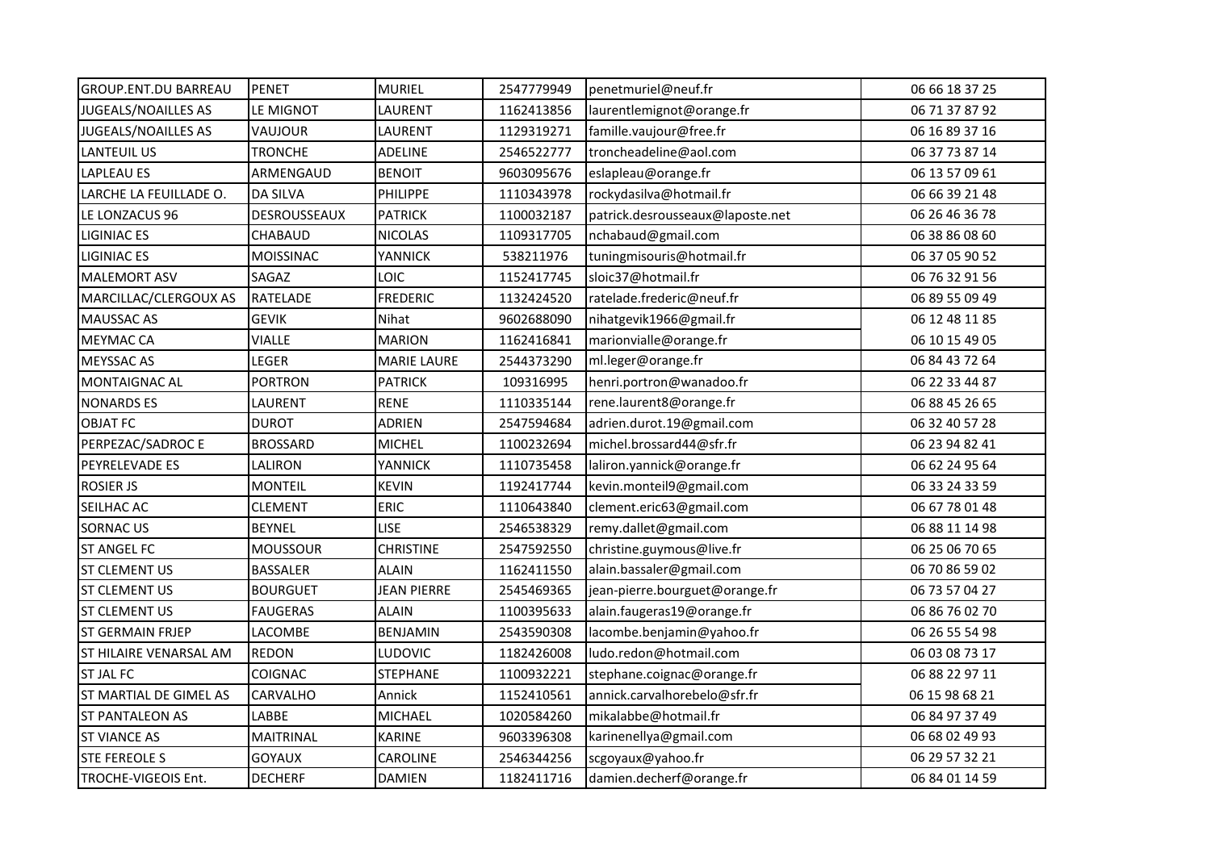| | | | | | |
|---|---|---|---|---|---|
| GROUP.ENT.DU BARREAU | PENET | MURIEL | 2547779949 | penetmuriel@neuf.fr | 06 66 18 37 25 |
| JUGEALS/NOAILLES AS | LE MIGNOT | LAURENT | 1162413856 | laurentlemignot@orange.fr | 06 71 37 87 92 |
| JUGEALS/NOAILLES AS | VAUJOUR | LAURENT | 1129319271 | famille.vaujour@free.fr | 06 16 89 37 16 |
| LANTEUIL US | TRONCHE | ADELINE | 2546522777 | troncheadeline@aol.com | 06 37 73 87 14 |
| LAPLEAU ES | ARMENGAUD | BENOIT | 9603095676 | eslapleau@orange.fr | 06 13 57 09 61 |
| LARCHE LA FEUILLADE O. | DA SILVA | PHILIPPE | 1110343978 | rockydasilva@hotmail.fr | 06 66 39 21 48 |
| LE LONZACUS 96 | DESROUSSEAUX | PATRICK | 1100032187 | patrick.desrousseaux@laposte.net | 06 26 46 36 78 |
| LIGINIAC ES | CHABAUD | NICOLAS | 1109317705 | nchabaud@gmail.com | 06 38 86 08 60 |
| LIGINIAC ES | MOISSINAC | YANNICK | 538211976 | tuningmisouris@hotmail.fr | 06 37 05 90 52 |
| MALEMORT ASV | SAGAZ | LOIC | 1152417745 | sloic37@hotmail.fr | 06 76 32 91 56 |
| MARCILLAC/CLERGOUX AS | RATELADE | FREDERIC | 1132424520 | ratelade.frederic@neuf.fr | 06 89 55 09 49 |
| MAUSSAC AS | GEVIK | Nihat | 9602688090 | nihatgevik1966@gmail.fr | 06 12 48 11 85 |
| MEYMAC CA | VIALLE | MARION | 1162416841 | marionvialle@orange.fr | 06 10 15 49 05 |
| MEYSSAC AS | LEGER | MARIE LAURE | 2544373290 | ml.leger@orange.fr | 06 84 43 72 64 |
| MONTAIGNAC AL | PORTRON | PATRICK | 109316995 | henri.portron@wanadoo.fr | 06 22 33 44 87 |
| NONARDS ES | LAURENT | RENE | 1110335144 | rene.laurent8@orange.fr | 06 88 45 26 65 |
| OBJAT FC | DUROT | ADRIEN | 2547594684 | adrien.durot.19@gmail.com | 06 32 40 57 28 |
| PERPEZAC/SADROC E | BROSSARD | MICHEL | 1100232694 | michel.brossard44@sfr.fr | 06 23 94 82 41 |
| PEYRELEVADE ES | LALIRON | YANNICK | 1110735458 | laliron.yannick@orange.fr | 06 62 24 95 64 |
| ROSIER JS | MONTEIL | KEVIN | 1192417744 | kevin.monteil9@gmail.com | 06 33 24 33 59 |
| SEILHAC AC | CLEMENT | ERIC | 1110643840 | clement.eric63@gmail.com | 06 67 78 01 48 |
| SORNAC US | BEYNEL | LISE | 2546538329 | remy.dallet@gmail.com | 06 88 11 14 98 |
| ST ANGEL FC | MOUSSOUR | CHRISTINE | 2547592550 | christine.guymous@live.fr | 06 25 06 70 65 |
| ST CLEMENT US | BASSALER | ALAIN | 1162411550 | alain.bassaler@gmail.com | 06 70 86 59 02 |
| ST CLEMENT US | BOURGUET | JEAN PIERRE | 2545469365 | jean-pierre.bourguet@orange.fr | 06 73 57 04 27 |
| ST CLEMENT US | FAUGERAS | ALAIN | 1100395633 | alain.faugeras19@orange.fr | 06 86 76 02 70 |
| ST GERMAIN FRJEP | LACOMBE | BENJAMIN | 2543590308 | lacombe.benjamin@yahoo.fr | 06 26 55 54 98 |
| ST HILAIRE VENARSAL AM | REDON | LUDOVIC | 1182426008 | ludo.redon@hotmail.com | 06 03 08 73 17 |
| ST JAL FC | COIGNAC | STEPHANE | 1100932221 | stephane.coignac@orange.fr | 06 88 22 97 11 |
| ST MARTIAL DE GIMEL AS | CARVALHO | Annick | 1152410561 | annick.carvalhorebelo@sfr.fr | 06 15 98 68 21 |
| ST PANTALEON AS | LABBE | MICHAEL | 1020584260 | mikalabbe@hotmail.fr | 06 84 97 37 49 |
| ST VIANCE AS | MAITRINAL | KARINE | 9603396308 | karinenellya@gmail.com | 06 68 02 49 93 |
| STE FEREOLE S | GOYAUX | CAROLINE | 2546344256 | scgoyaux@yahoo.fr | 06 29 57 32 21 |
| TROCHE-VIGEOIS Ent. | DECHERF | DAMIEN | 1182411716 | damien.decherf@orange.fr | 06 84 01 14 59 |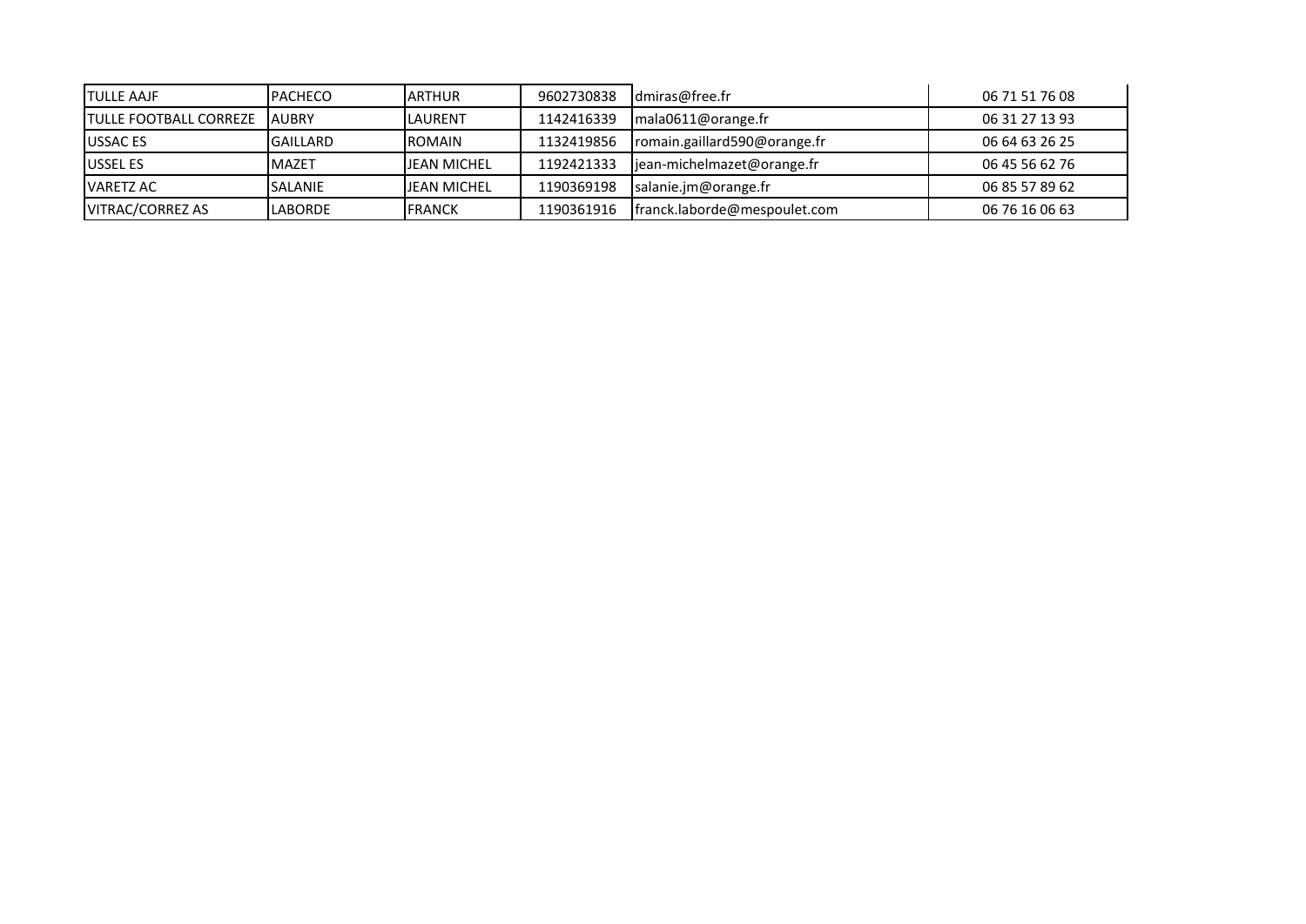| | | | | | |
|---|---|---|---|---|---|
| TULLE AAJF | PACHECO | ARTHUR | 9602730838 | dmiras@free.fr | 06 71 51 76 08 |
| TULLE FOOTBALL CORREZE | AUBRY | LAURENT | 1142416339 | mala0611@orange.fr | 06 31 27 13 93 |
| USSAC ES | GAILLARD | ROMAIN | 1132419856 | romain.gaillard590@orange.fr | 06 64 63 26 25 |
| USSEL ES | MAZET | JEAN MICHEL | 1192421333 | jean-michelmazet@orange.fr | 06 45 56 62 76 |
| VARETZ AC | SALANIE | JEAN MICHEL | 1190369198 | salanie.jm@orange.fr | 06 85 57 89 62 |
| VITRAC/CORREZ AS | LABORDE | FRANCK | 1190361916 | franck.laborde@mespoulet.com | 06 76 16 06 63 |